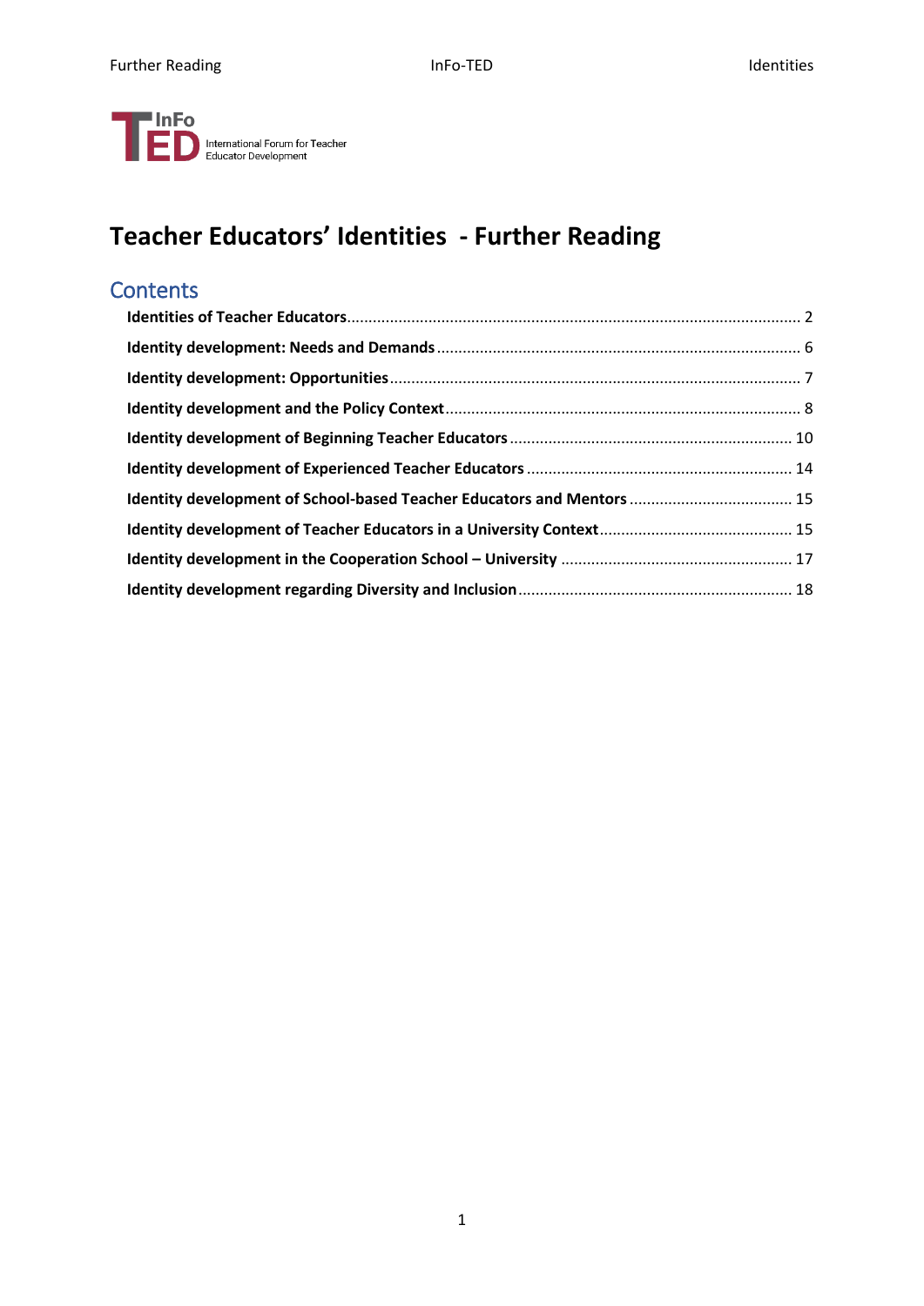InFo TED International Forum for Teacher Educator Development

# Teacher Educators' Identities - Further Reading

## Contents

**Identities of Teacher Educators** ........ 2

**Identity development: Needs and Demands** ........ 6

**Identity development: Opportunities** ........ 7

**Identity development and the Policy Context** ........ 8

**Identity development of Beginning Teacher Educators** ........ 10

**Identity development of Experienced Teacher Educators** ........ 14

**Identity development of School-based Teacher Educators and Mentors** ........ 15

**Identity development of Teacher Educators in a University Context** ........ 15

**Identity development in the Cooperation School – University** ........ 17

**Identity development regarding Diversity and Inclusion** ........ 18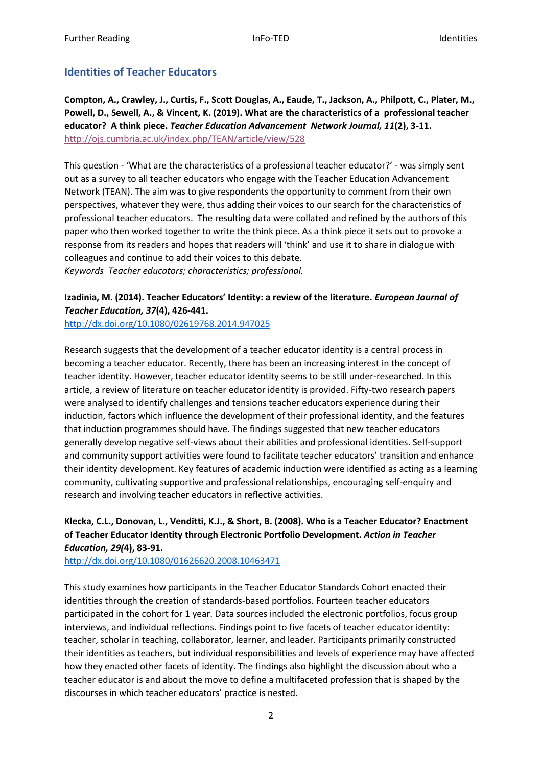## Identities of Teacher Educators

**Compton, A., Crawley, J., Curtis, F., Scott Douglas, A., Eaude, T., Jackson, A., Philpott, C., Plater, M., Powell, D., Sewell, A., & Vincent, K. (2019). What are the characteristics of a professional teacher educator? A think piece. *Teacher Education Advancement Network Journal, 11*(2), 3-11.**
http://ojs.cumbria.ac.uk/index.php/TEAN/article/view/528

This question - 'What are the characteristics of a professional teacher educator?' - was simply sent out as a survey to all teacher educators who engage with the Teacher Education Advancement Network (TEAN). The aim was to give respondents the opportunity to comment from their own perspectives, whatever they were, thus adding their voices to our search for the characteristics of professional teacher educators. The resulting data were collated and refined by the authors of this paper who then worked together to write the think piece. As a think piece it sets out to provoke a response from its readers and hopes that readers will 'think' and use it to share in dialogue with colleagues and continue to add their voices to this debate.
*Keywords Teacher educators; characteristics; professional.*

**Izadinia, M. (2014). Teacher Educators' Identity: a review of the literature. *European Journal of Teacher Education, 37*(4), 426-441.**
http://dx.doi.org/10.1080/02619768.2014.947025

Research suggests that the development of a teacher educator identity is a central process in becoming a teacher educator. Recently, there has been an increasing interest in the concept of teacher identity. However, teacher educator identity seems to be still under-researched. In this article, a review of literature on teacher educator identity is provided. Fifty-two research papers were analysed to identify challenges and tensions teacher educators experience during their induction, factors which influence the development of their professional identity, and the features that induction programmes should have. The findings suggested that new teacher educators generally develop negative self-views about their abilities and professional identities. Self-support and community support activities were found to facilitate teacher educators' transition and enhance their identity development. Key features of academic induction were identified as acting as a learning community, cultivating supportive and professional relationships, encouraging self-enquiry and research and involving teacher educators in reflective activities.

**Klecka, C.L., Donovan, L., Venditti, K.J., & Short, B. (2008). Who is a Teacher Educator? Enactment of Teacher Educator Identity through Electronic Portfolio Development. *Action in Teacher Education, 29*(4), 83-91.**
http://dx.doi.org/10.1080/01626620.2008.10463471

This study examines how participants in the Teacher Educator Standards Cohort enacted their identities through the creation of standards-based portfolios. Fourteen teacher educators participated in the cohort for 1 year. Data sources included the electronic portfolios, focus group interviews, and individual reflections. Findings point to five facets of teacher educator identity: teacher, scholar in teaching, collaborator, learner, and leader. Participants primarily constructed their identities as teachers, but individual responsibilities and levels of experience may have affected how they enacted other facets of identity. The findings also highlight the discussion about who a teacher educator is and about the move to define a multifaceted profession that is shaped by the discourses in which teacher educators' practice is nested.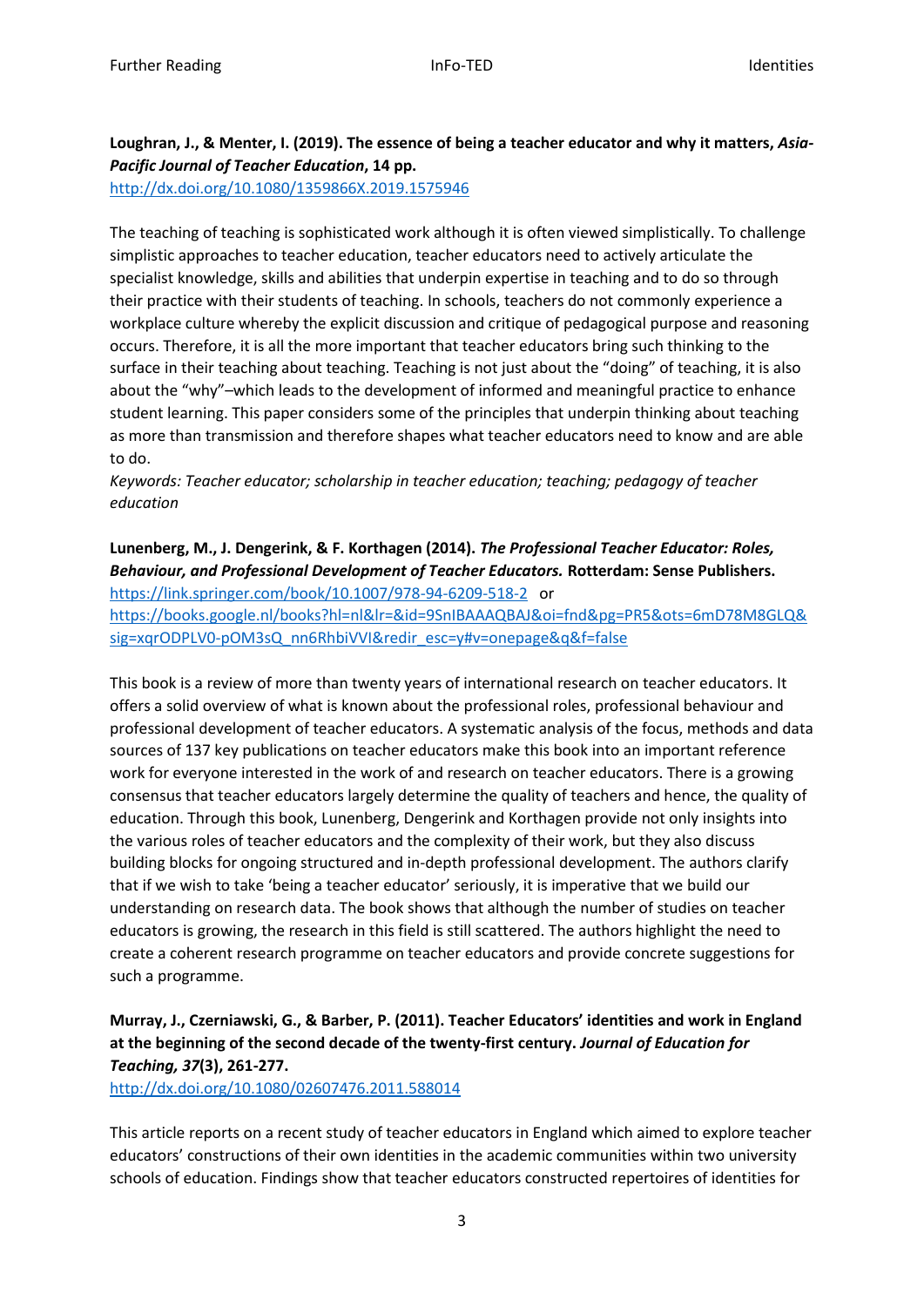**Loughran, J., & Menter, I. (2019). The essence of being a teacher educator and why it matters, *Asia-Pacific Journal of Teacher Education*, 14 pp.**
http://dx.doi.org/10.1080/1359866X.2019.1575946

The teaching of teaching is sophisticated work although it is often viewed simplistically. To challenge simplistic approaches to teacher education, teacher educators need to actively articulate the specialist knowledge, skills and abilities that underpin expertise in teaching and to do so through their practice with their students of teaching. In schools, teachers do not commonly experience a workplace culture whereby the explicit discussion and critique of pedagogical purpose and reasoning occurs. Therefore, it is all the more important that teacher educators bring such thinking to the surface in their teaching about teaching. Teaching is not just about the "doing" of teaching, it is also about the "why"–which leads to the development of informed and meaningful practice to enhance student learning. This paper considers some of the principles that underpin thinking about teaching as more than transmission and therefore shapes what teacher educators need to know and are able to do.
*Keywords: Teacher educator; scholarship in teacher education; teaching; pedagogy of teacher education*

**Lunenberg, M., J. Dengerink, & F. Korthagen (2014). *The Professional Teacher Educator: Roles, Behaviour, and Professional Development of Teacher Educators.* Rotterdam: Sense Publishers.**
https://link.springer.com/book/10.1007/978-94-6209-518-2 or
https://books.google.nl/books?hl=nl&lr=&id=9SnIBAAAQBAJ&oi=fnd&pg=PR5&ots=6mD78M8GLQ&sig=xqrODPLV0-pOM3sQ_nn6RhbiVVI&redir_esc=y#v=onepage&q&f=false

This book is a review of more than twenty years of international research on teacher educators. It offers a solid overview of what is known about the professional roles, professional behaviour and professional development of teacher educators. A systematic analysis of the focus, methods and data sources of 137 key publications on teacher educators make this book into an important reference work for everyone interested in the work of and research on teacher educators. There is a growing consensus that teacher educators largely determine the quality of teachers and hence, the quality of education. Through this book, Lunenberg, Dengerink and Korthagen provide not only insights into the various roles of teacher educators and the complexity of their work, but they also discuss building blocks for ongoing structured and in-depth professional development. The authors clarify that if we wish to take 'being a teacher educator' seriously, it is imperative that we build our understanding on research data. The book shows that although the number of studies on teacher educators is growing, the research in this field is still scattered. The authors highlight the need to create a coherent research programme on teacher educators and provide concrete suggestions for such a programme.

**Murray, J., Czerniawski, G., & Barber, P. (2011). Teacher Educators' identities and work in England at the beginning of the second decade of the twenty-first century. *Journal of Education for Teaching, 37*(3), 261-277.**
http://dx.doi.org/10.1080/02607476.2011.588014

This article reports on a recent study of teacher educators in England which aimed to explore teacher educators' constructions of their own identities in the academic communities within two university schools of education. Findings show that teacher educators constructed repertoires of identities for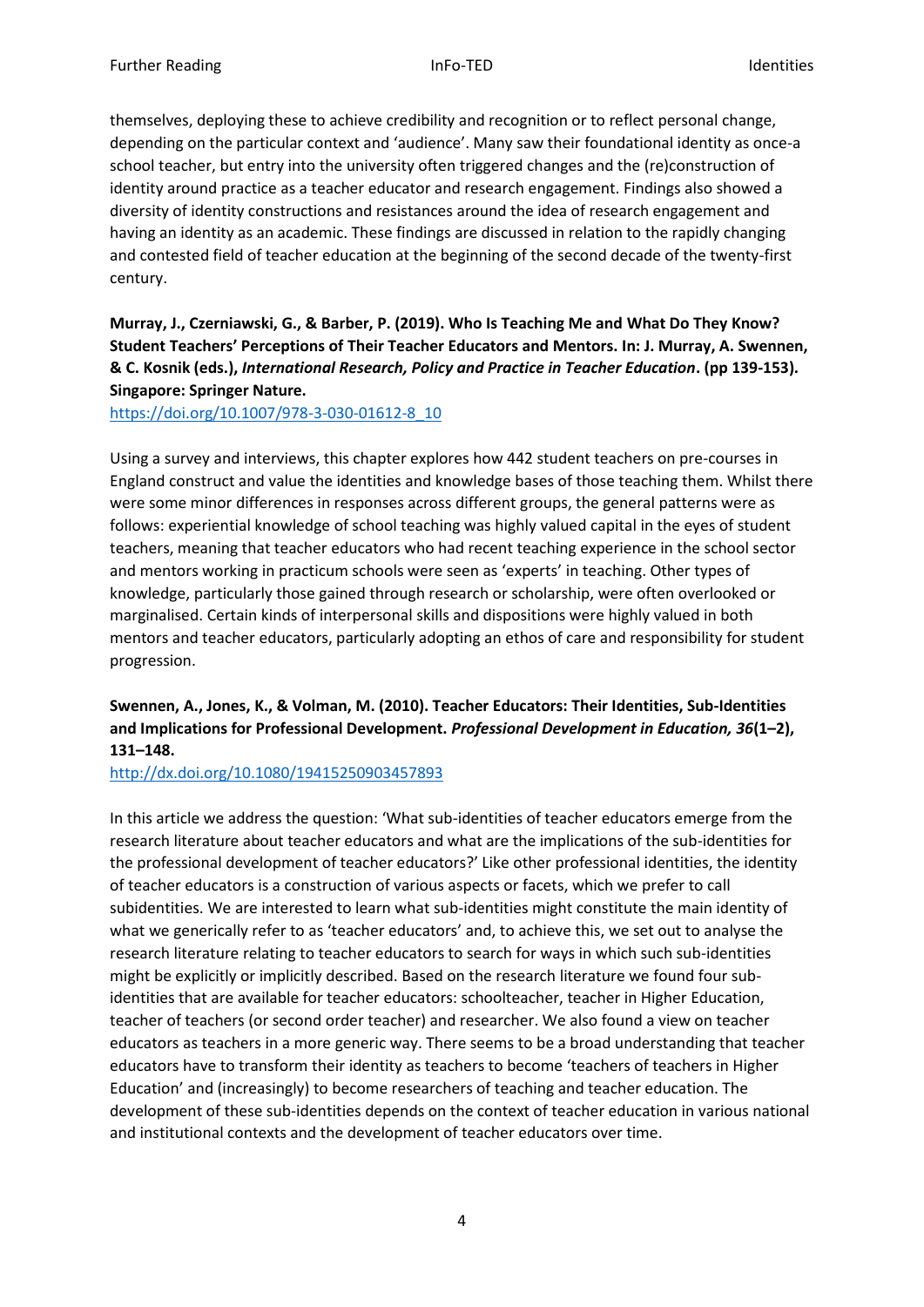themselves, deploying these to achieve credibility and recognition or to reflect personal change, depending on the particular context and 'audience'. Many saw their foundational identity as once-a school teacher, but entry into the university often triggered changes and the (re)construction of identity around practice as a teacher educator and research engagement. Findings also showed a diversity of identity constructions and resistances around the idea of research engagement and having an identity as an academic. These findings are discussed in relation to the rapidly changing and contested field of teacher education at the beginning of the second decade of the twenty-first century.

**Murray, J., Czerniawski, G., & Barber, P. (2019). Who Is Teaching Me and What Do They Know? Student Teachers' Perceptions of Their Teacher Educators and Mentors. In: J. Murray, A. Swennen, & C. Kosnik (eds.), *International Research, Policy and Practice in Teacher Education*. (pp 139-153). Singapore: Springer Nature.**
https://doi.org/10.1007/978-3-030-01612-8_10

Using a survey and interviews, this chapter explores how 442 student teachers on pre-courses in England construct and value the identities and knowledge bases of those teaching them. Whilst there were some minor differences in responses across different groups, the general patterns were as follows: experiential knowledge of school teaching was highly valued capital in the eyes of student teachers, meaning that teacher educators who had recent teaching experience in the school sector and mentors working in practicum schools were seen as 'experts' in teaching. Other types of knowledge, particularly those gained through research or scholarship, were often overlooked or marginalised. Certain kinds of interpersonal skills and dispositions were highly valued in both mentors and teacher educators, particularly adopting an ethos of care and responsibility for student progression.

**Swennen, A., Jones, K., & Volman, M. (2010). Teacher Educators: Their Identities, Sub-Identities and Implications for Professional Development. *Professional Development in Education, 36*(1–2), 131–148.**
http://dx.doi.org/10.1080/19415250903457893

In this article we address the question: 'What sub-identities of teacher educators emerge from the research literature about teacher educators and what are the implications of the sub-identities for the professional development of teacher educators?' Like other professional identities, the identity of teacher educators is a construction of various aspects or facets, which we prefer to call subidentities. We are interested to learn what sub-identities might constitute the main identity of what we generically refer to as 'teacher educators' and, to achieve this, we set out to analyse the research literature relating to teacher educators to search for ways in which such sub-identities might be explicitly or implicitly described. Based on the research literature we found four sub-identities that are available for teacher educators: schoolteacher, teacher in Higher Education, teacher of teachers (or second order teacher) and researcher. We also found a view on teacher educators as teachers in a more generic way. There seems to be a broad understanding that teacher educators have to transform their identity as teachers to become 'teachers of teachers in Higher Education' and (increasingly) to become researchers of teaching and teacher education. The development of these sub-identities depends on the context of teacher education in various national and institutional contexts and the development of teacher educators over time.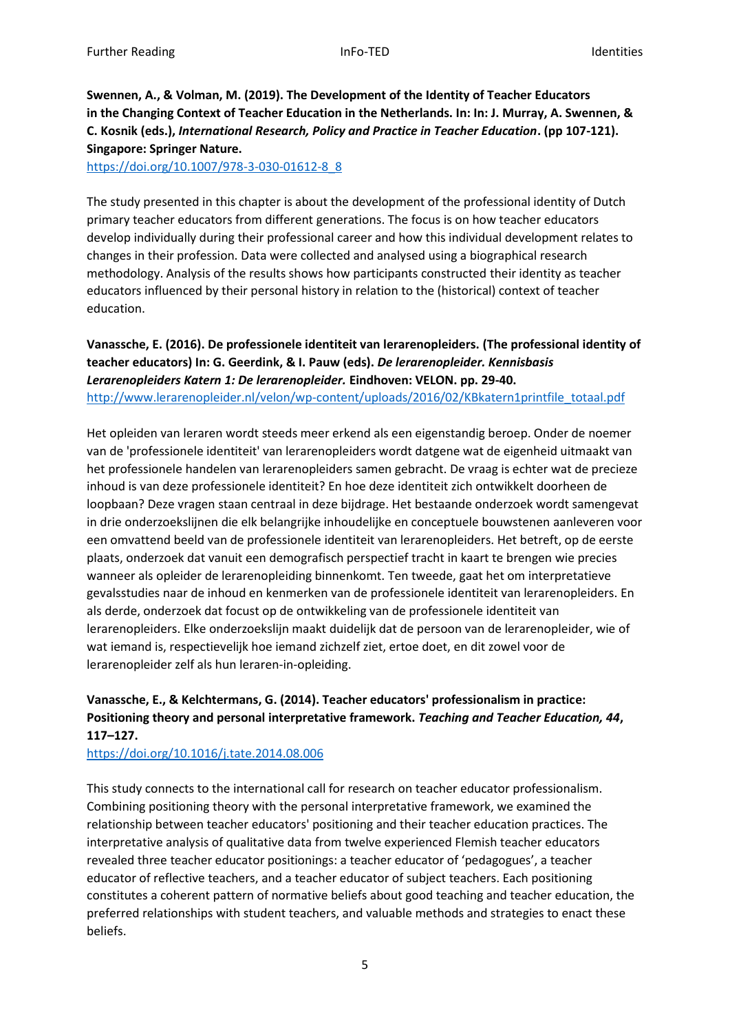**Swennen, A., & Volman, M. (2019). The Development of the Identity of Teacher Educators in the Changing Context of Teacher Education in the Netherlands. In: In: J. Murray, A. Swennen, & C. Kosnik (eds.), *International Research, Policy and Practice in Teacher Education*. (pp 107-121). Singapore: Springer Nature.**
https://doi.org/10.1007/978-3-030-01612-8_8

The study presented in this chapter is about the development of the professional identity of Dutch primary teacher educators from different generations. The focus is on how teacher educators develop individually during their professional career and how this individual development relates to changes in their profession. Data were collected and analysed using a biographical research methodology. Analysis of the results shows how participants constructed their identity as teacher educators influenced by their personal history in relation to the (historical) context of teacher education.

**Vanassche, E. (2016). De professionele identiteit van lerarenopleiders. (The professional identity of teacher educators) In: G. Geerdink, & I. Pauw (eds). *De lerarenopleider. Kennisbasis Lerarenopleiders Katern 1: De lerarenopleider.* Eindhoven: VELON. pp. 29-40.**
http://www.lerarenopleider.nl/velon/wp-content/uploads/2016/02/KBkatern1printfile_totaal.pdf

Het opleiden van leraren wordt steeds meer erkend als een eigenstandig beroep. Onder de noemer van de 'professionele identiteit' van lerarenopleiders wordt datgene wat de eigenheid uitmaakt van het professionele handelen van lerarenopleiders samen gebracht. De vraag is echter wat de precieze inhoud is van deze professionele identiteit? En hoe deze identiteit zich ontwikkelt doorheen de loopbaan? Deze vragen staan centraal in deze bijdrage. Het bestaande onderzoek wordt samengevat in drie onderzoekslijnen die elk belangrijke inhoudelijke en conceptuele bouwstenen aanleveren voor een omvattend beeld van de professionele identiteit van lerarenopleiders. Het betreft, op de eerste plaats, onderzoek dat vanuit een demografisch perspectief tracht in kaart te brengen wie precies wanneer als opleider de lerarenopleiding binnenkomt. Ten tweede, gaat het om interpretatieve gevalsstudies naar de inhoud en kenmerken van de professionele identiteit van lerarenopleiders. En als derde, onderzoek dat focust op de ontwikkeling van de professionele identiteit van lerarenopleiders. Elke onderzoekslijn maakt duidelijk dat de persoon van de lerarenopleider, wie of wat iemand is, respectievelijk hoe iemand zichzelf ziet, ertoe doet, en dit zowel voor de lerarenopleider zelf als hun leraren-in-opleiding.

**Vanassche, E., & Kelchtermans, G. (2014). Teacher educators' professionalism in practice: Positioning theory and personal interpretative framework. *Teaching and Teacher Education, 44*, 117–127.**
https://doi.org/10.1016/j.tate.2014.08.006

This study connects to the international call for research on teacher educator professionalism. Combining positioning theory with the personal interpretative framework, we examined the relationship between teacher educators' positioning and their teacher education practices. The interpretative analysis of qualitative data from twelve experienced Flemish teacher educators revealed three teacher educator positionings: a teacher educator of 'pedagogues', a teacher educator of reflective teachers, and a teacher educator of subject teachers. Each positioning constitutes a coherent pattern of normative beliefs about good teaching and teacher education, the preferred relationships with student teachers, and valuable methods and strategies to enact these beliefs.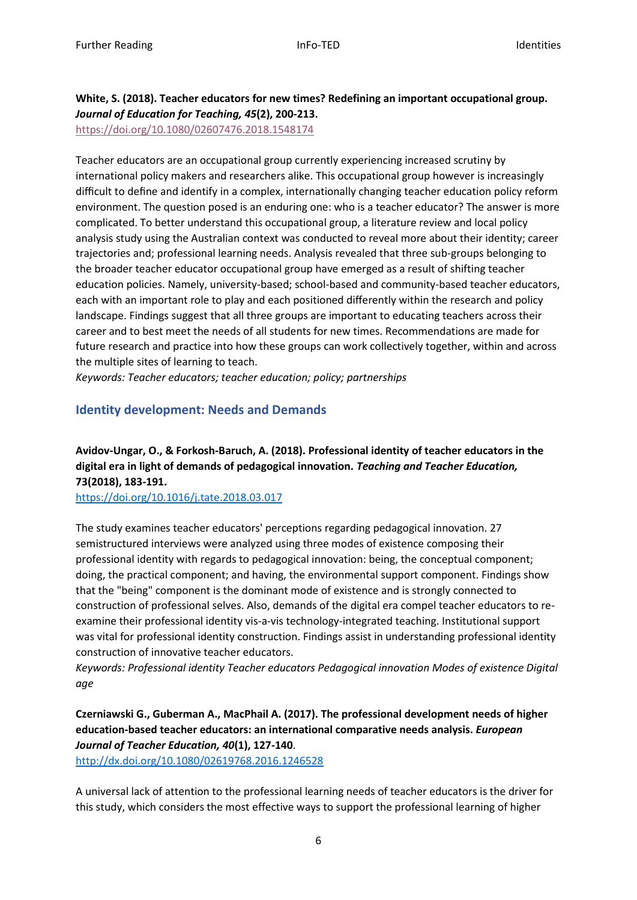**White, S. (2018). Teacher educators for new times? Redefining an important occupational group. *Journal of Education for Teaching, 45*(2), 200-213.**
https://doi.org/10.1080/02607476.2018.1548174

Teacher educators are an occupational group currently experiencing increased scrutiny by international policy makers and researchers alike. This occupational group however is increasingly difficult to define and identify in a complex, internationally changing teacher education policy reform environment. The question posed is an enduring one: who is a teacher educator? The answer is more complicated. To better understand this occupational group, a literature review and local policy analysis study using the Australian context was conducted to reveal more about their identity; career trajectories and; professional learning needs. Analysis revealed that three sub-groups belonging to the broader teacher educator occupational group have emerged as a result of shifting teacher education policies. Namely, university-based; school-based and community-based teacher educators, each with an important role to play and each positioned differently within the research and policy landscape. Findings suggest that all three groups are important to educating teachers across their career and to best meet the needs of all students for new times. Recommendations are made for future research and practice into how these groups can work collectively together, within and across the multiple sites of learning to teach.
*Keywords: Teacher educators; teacher education; policy; partnerships*

## Identity development: Needs and Demands

**Avidov-Ungar, O., & Forkosh-Baruch, A. (2018). Professional identity of teacher educators in the digital era in light of demands of pedagogical innovation. *Teaching and Teacher Education,* 73(2018), 183-191.**
https://doi.org/10.1016/j.tate.2018.03.017

The study examines teacher educators' perceptions regarding pedagogical innovation. 27 semistructured interviews were analyzed using three modes of existence composing their professional identity with regards to pedagogical innovation: being, the conceptual component; doing, the practical component; and having, the environmental support component. Findings show that the "being" component is the dominant mode of existence and is strongly connected to construction of professional selves. Also, demands of the digital era compel teacher educators to re-examine their professional identity vis-a-vis technology-integrated teaching. Institutional support was vital for professional identity construction. Findings assist in understanding professional identity construction of innovative teacher educators.
*Keywords: Professional identity Teacher educators Pedagogical innovation Modes of existence Digital age*

**Czerniawski G., Guberman A., MacPhail A. (2017). The professional development needs of higher education-based teacher educators: an international comparative needs analysis. *European Journal of Teacher Education, 40*(1), 127-140**.
http://dx.doi.org/10.1080/02619768.2016.1246528

A universal lack of attention to the professional learning needs of teacher educators is the driver for this study, which considers the most effective ways to support the professional learning of higher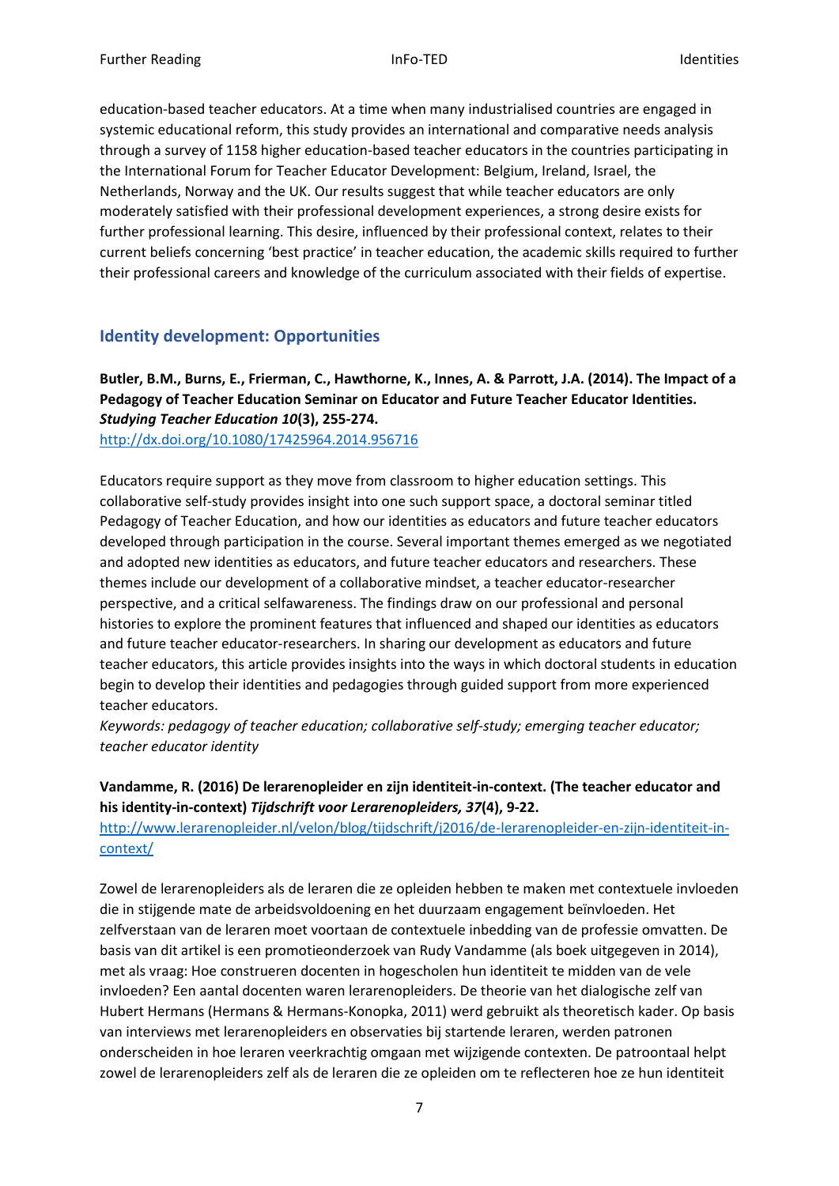education-based teacher educators. At a time when many industrialised countries are engaged in systemic educational reform, this study provides an international and comparative needs analysis through a survey of 1158 higher education-based teacher educators in the countries participating in the International Forum for Teacher Educator Development: Belgium, Ireland, Israel, the Netherlands, Norway and the UK. Our results suggest that while teacher educators are only moderately satisfied with their professional development experiences, a strong desire exists for further professional learning. This desire, influenced by their professional context, relates to their current beliefs concerning 'best practice' in teacher education, the academic skills required to further their professional careers and knowledge of the curriculum associated with their fields of expertise.

## Identity development: Opportunities

**Butler, B.M., Burns, E., Frierman, C., Hawthorne, K., Innes, A. & Parrott, J.A. (2014). The Impact of a Pedagogy of Teacher Education Seminar on Educator and Future Teacher Educator Identities. *Studying Teacher Education 10*(3), 255-274.**
http://dx.doi.org/10.1080/17425964.2014.956716

Educators require support as they move from classroom to higher education settings. This collaborative self-study provides insight into one such support space, a doctoral seminar titled Pedagogy of Teacher Education, and how our identities as educators and future teacher educators developed through participation in the course. Several important themes emerged as we negotiated and adopted new identities as educators, and future teacher educators and researchers. These themes include our development of a collaborative mindset, a teacher educator-researcher perspective, and a critical selfawareness. The findings draw on our professional and personal histories to explore the prominent features that influenced and shaped our identities as educators and future teacher educator-researchers. In sharing our development as educators and future teacher educators, this article provides insights into the ways in which doctoral students in education begin to develop their identities and pedagogies through guided support from more experienced teacher educators.
*Keywords: pedagogy of teacher education; collaborative self-study; emerging teacher educator; teacher educator identity*

**Vandamme, R. (2016) De lerarenopleider en zijn identiteit-in-context. (The teacher educator and his identity-in-context) *Tijdschrift voor Lerarenopleiders, 37*(4), 9-22.**
http://www.lerarenopleider.nl/velon/blog/tijdschrift/j2016/de-lerarenopleider-en-zijn-identiteit-in-context/

Zowel de lerarenopleiders als de leraren die ze opleiden hebben te maken met contextuele invloeden die in stijgende mate de arbeidsvoldoening en het duurzaam engagement beïnvloeden. Het zelfverstaan van de leraren moet voortaan de contextuele inbedding van de professie omvatten. De basis van dit artikel is een promotieonderzoek van Rudy Vandamme (als boek uitgegeven in 2014), met als vraag: Hoe construeren docenten in hogescholen hun identiteit te midden van de vele invloeden? Een aantal docenten waren lerarenopleiders. De theorie van het dialogische zelf van Hubert Hermans (Hermans & Hermans-Konopka, 2011) werd gebruikt als theoretisch kader. Op basis van interviews met lerarenopleiders en observaties bij startende leraren, werden patronen onderscheiden in hoe leraren veerkrachtig omgaan met wijzigende contexten. De patroontaal helpt zowel de lerarenopleiders zelf als de leraren die ze opleiden om te reflecteren hoe ze hun identiteit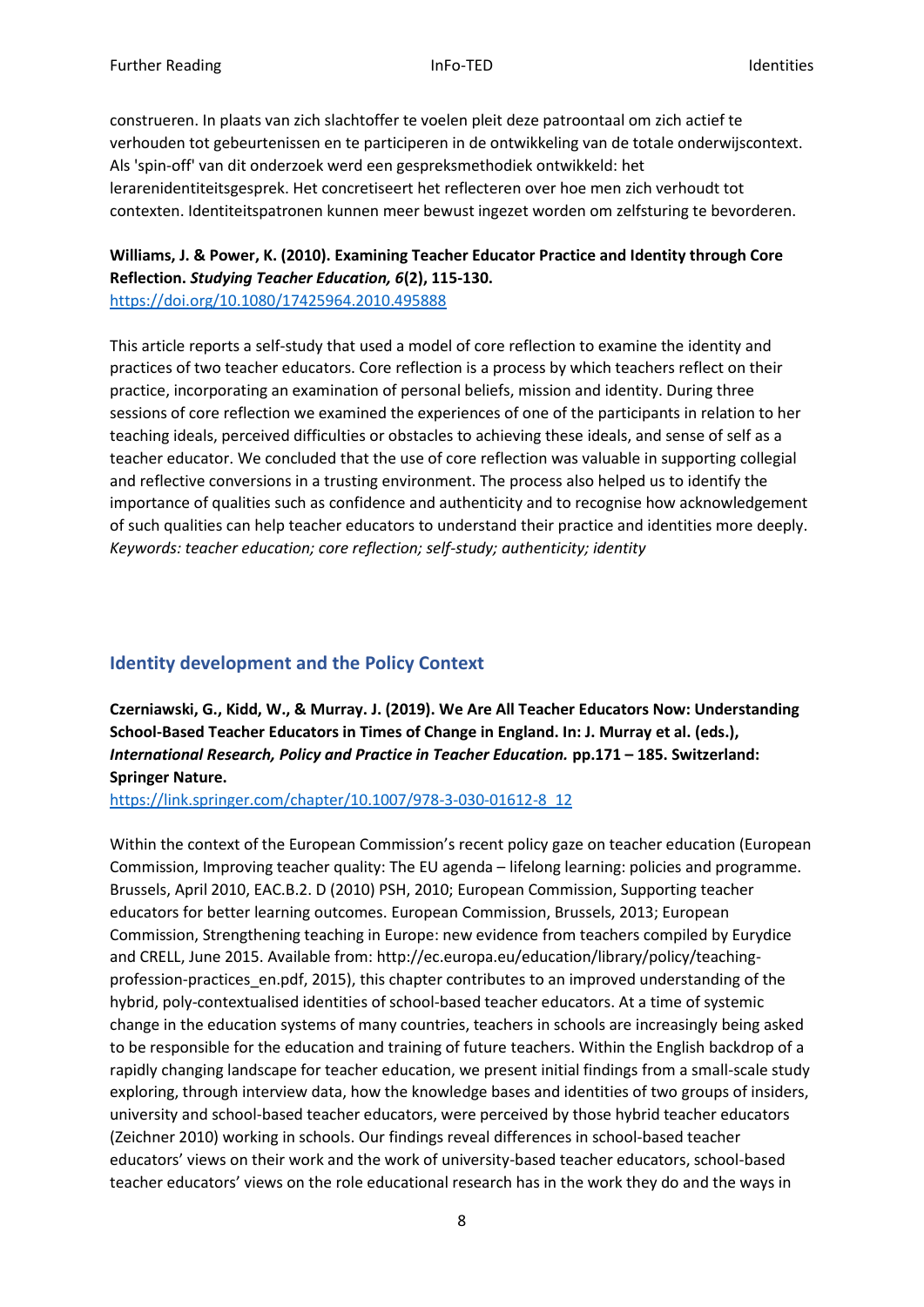construeren. In plaats van zich slachtoffer te voelen pleit deze patroontaal om zich actief te verhouden tot gebeurtenissen en te participeren in de ontwikkeling van de totale onderwijscontext. Als 'spin-off' van dit onderzoek werd een gespreksmethodiek ontwikkeld: het lerarenidentiteitsgesprek. Het concretiseert het reflecteren over hoe men zich verhoudt tot contexten. Identiteitspatronen kunnen meer bewust ingezet worden om zelfsturing te bevorderen.

**Williams, J. & Power, K. (2010). Examining Teacher Educator Practice and Identity through Core Reflection. *Studying Teacher Education, 6*(2), 115-130.**
https://doi.org/10.1080/17425964.2010.495888

This article reports a self-study that used a model of core reflection to examine the identity and practices of two teacher educators. Core reflection is a process by which teachers reflect on their practice, incorporating an examination of personal beliefs, mission and identity. During three sessions of core reflection we examined the experiences of one of the participants in relation to her teaching ideals, perceived difficulties or obstacles to achieving these ideals, and sense of self as a teacher educator. We concluded that the use of core reflection was valuable in supporting collegial and reflective conversions in a trusting environment. The process also helped us to identify the importance of qualities such as confidence and authenticity and to recognise how acknowledgement of such qualities can help teacher educators to understand their practice and identities more deeply.
*Keywords: teacher education; core reflection; self-study; authenticity; identity*

## Identity development and the Policy Context

**Czerniawski, G., Kidd, W., & Murray. J. (2019). We Are All Teacher Educators Now: Understanding School-Based Teacher Educators in Times of Change in England. In: J. Murray et al. (eds.), *International Research, Policy and Practice in Teacher Education.* pp.171 – 185. Switzerland: Springer Nature.**
https://link.springer.com/chapter/10.1007/978-3-030-01612-8_12

Within the context of the European Commission's recent policy gaze on teacher education (European Commission, Improving teacher quality: The EU agenda – lifelong learning: policies and programme. Brussels, April 2010, EAC.B.2. D (2010) PSH, 2010; European Commission, Supporting teacher educators for better learning outcomes. European Commission, Brussels, 2013; European Commission, Strengthening teaching in Europe: new evidence from teachers compiled by Eurydice and CRELL, June 2015. Available from: http://ec.europa.eu/education/library/policy/teaching-profession-practices_en.pdf, 2015), this chapter contributes to an improved understanding of the hybrid, poly-contextualised identities of school-based teacher educators. At a time of systemic change in the education systems of many countries, teachers in schools are increasingly being asked to be responsible for the education and training of future teachers. Within the English backdrop of a rapidly changing landscape for teacher education, we present initial findings from a small-scale study exploring, through interview data, how the knowledge bases and identities of two groups of insiders, university and school-based teacher educators, were perceived by those hybrid teacher educators (Zeichner 2010) working in schools. Our findings reveal differences in school-based teacher educators' views on their work and the work of university-based teacher educators, school-based teacher educators' views on the role educational research has in the work they do and the ways in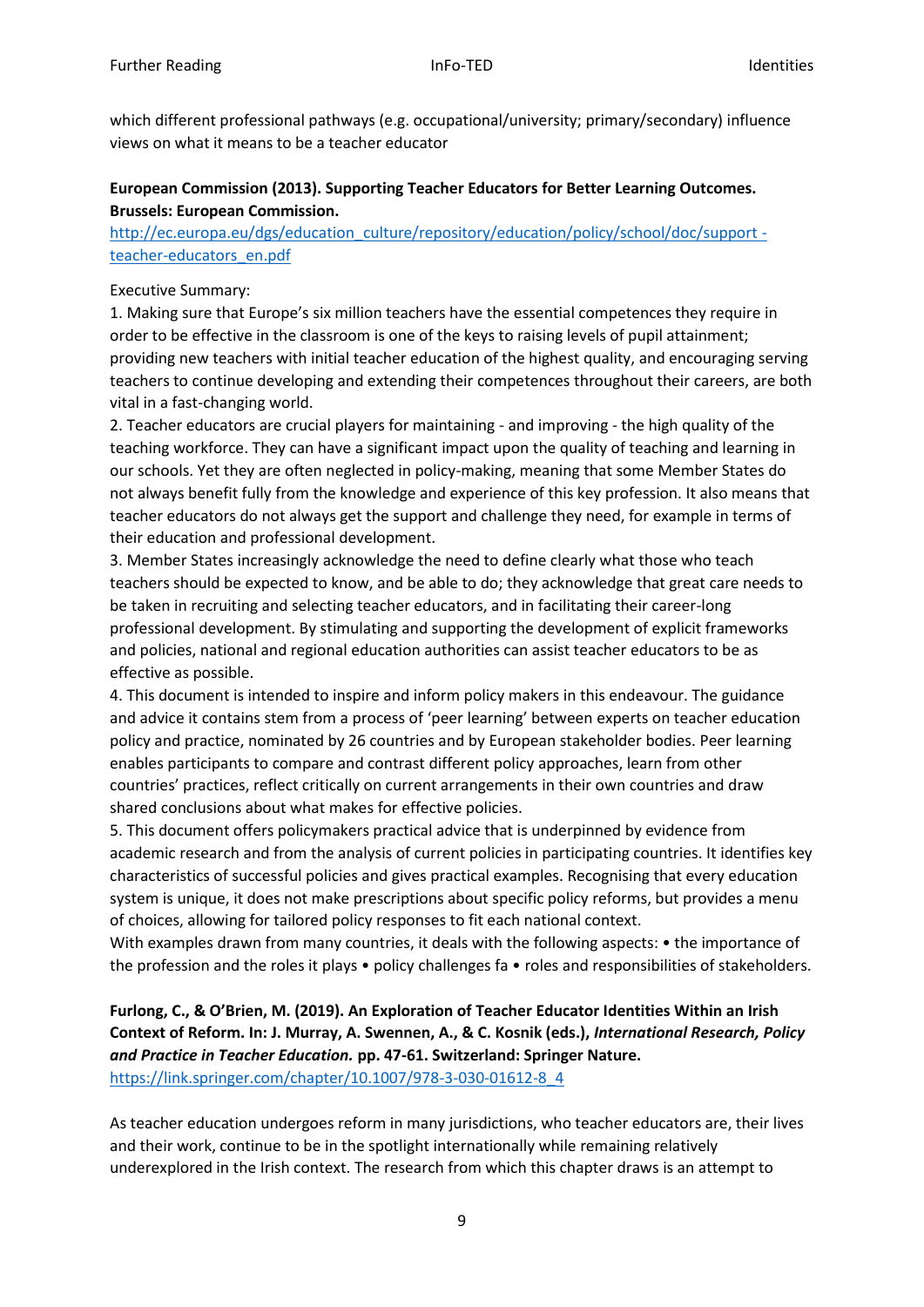which different professional pathways (e.g. occupational/university; primary/secondary) influence views on what it means to be a teacher educator

**European Commission (2013). Supporting Teacher Educators for Better Learning Outcomes. Brussels: European Commission.**
[http://ec.europa.eu/dgs/education_culture/repository/education/policy/school/doc/support - teacher-educators_en.pdf](http://ec.europa.eu/dgs/education_culture/repository/education/policy/school/doc/support-teacher-educators_en.pdf)

Executive Summary:
1. Making sure that Europe's six million teachers have the essential competences they require in order to be effective in the classroom is one of the keys to raising levels of pupil attainment; providing new teachers with initial teacher education of the highest quality, and encouraging serving teachers to continue developing and extending their competences throughout their careers, are both vital in a fast-changing world.
2. Teacher educators are crucial players for maintaining - and improving - the high quality of the teaching workforce. They can have a significant impact upon the quality of teaching and learning in our schools. Yet they are often neglected in policy-making, meaning that some Member States do not always benefit fully from the knowledge and experience of this key profession. It also means that teacher educators do not always get the support and challenge they need, for example in terms of their education and professional development.
3. Member States increasingly acknowledge the need to define clearly what those who teach teachers should be expected to know, and be able to do; they acknowledge that great care needs to be taken in recruiting and selecting teacher educators, and in facilitating their career-long professional development. By stimulating and supporting the development of explicit frameworks and policies, national and regional education authorities can assist teacher educators to be as effective as possible.
4. This document is intended to inspire and inform policy makers in this endeavour. The guidance and advice it contains stem from a process of 'peer learning' between experts on teacher education policy and practice, nominated by 26 countries and by European stakeholder bodies. Peer learning enables participants to compare and contrast different policy approaches, learn from other countries' practices, reflect critically on current arrangements in their own countries and draw shared conclusions about what makes for effective policies.
5. This document offers policymakers practical advice that is underpinned by evidence from academic research and from the analysis of current policies in participating countries. It identifies key characteristics of successful policies and gives practical examples. Recognising that every education system is unique, it does not make prescriptions about specific policy reforms, but provides a menu of choices, allowing for tailored policy responses to fit each national context.
With examples drawn from many countries, it deals with the following aspects: • the importance of the profession and the roles it plays • policy challenges fa • roles and responsibilities of stakeholders.

**Furlong, C., & O'Brien, M. (2019). An Exploration of Teacher Educator Identities Within an Irish Context of Reform. In: J. Murray, A. Swennen, A., & C. Kosnik (eds.), *International Research, Policy and Practice in Teacher Education.* pp. 47-61. Switzerland: Springer Nature.**
[https://link.springer.com/chapter/10.1007/978-3-030-01612-8_4](https://link.springer.com/chapter/10.1007/978-3-030-01612-8_4)

As teacher education undergoes reform in many jurisdictions, who teacher educators are, their lives and their work, continue to be in the spotlight internationally while remaining relatively underexplored in the Irish context. The research from which this chapter draws is an attempt to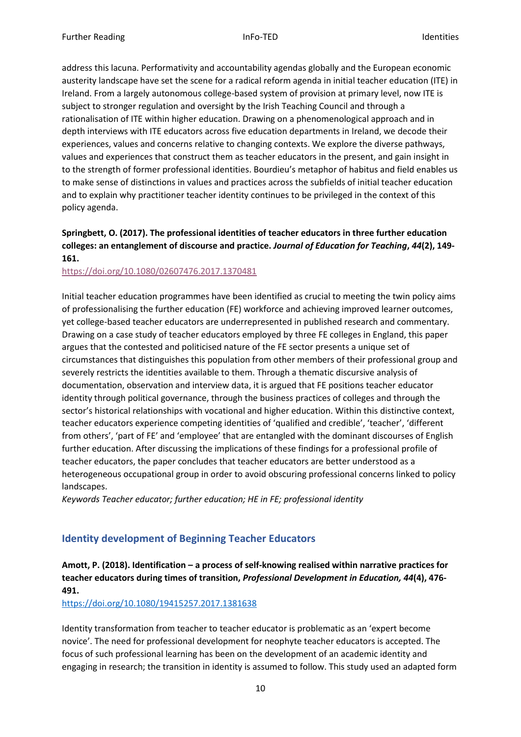address this lacuna. Performativity and accountability agendas globally and the European economic austerity landscape have set the scene for a radical reform agenda in initial teacher education (ITE) in Ireland. From a largely autonomous college-based system of provision at primary level, now ITE is subject to stronger regulation and oversight by the Irish Teaching Council and through a rationalisation of ITE within higher education. Drawing on a phenomenological approach and in depth interviews with ITE educators across five education departments in Ireland, we decode their experiences, values and concerns relative to changing contexts. We explore the diverse pathways, values and experiences that construct them as teacher educators in the present, and gain insight in to the strength of former professional identities. Bourdieu's metaphor of habitus and field enables us to make sense of distinctions in values and practices across the subfields of initial teacher education and to explain why practitioner teacher identity continues to be privileged in the context of this policy agenda.

**Springbett, O. (2017). The professional identities of teacher educators in three further education colleges: an entanglement of discourse and practice. *Journal of Education for Teaching*, *44*(2), 149-161.**

https://doi.org/10.1080/02607476.2017.1370481

Initial teacher education programmes have been identified as crucial to meeting the twin policy aims of professionalising the further education (FE) workforce and achieving improved learner outcomes, yet college-based teacher educators are underrepresented in published research and commentary. Drawing on a case study of teacher educators employed by three FE colleges in England, this paper argues that the contested and politicised nature of the FE sector presents a unique set of circumstances that distinguishes this population from other members of their professional group and severely restricts the identities available to them. Through a thematic discursive analysis of documentation, observation and interview data, it is argued that FE positions teacher educator identity through political governance, through the business practices of colleges and through the sector's historical relationships with vocational and higher education. Within this distinctive context, teacher educators experience competing identities of 'qualified and credible', 'teacher', 'different from others', 'part of FE' and 'employee' that are entangled with the dominant discourses of English further education. After discussing the implications of these findings for a professional profile of teacher educators, the paper concludes that teacher educators are better understood as a heterogeneous occupational group in order to avoid obscuring professional concerns linked to policy landscapes.

*Keywords Teacher educator; further education; HE in FE; professional identity*

## Identity development of Beginning Teacher Educators

**Amott, P. (2018). Identification – a process of self-knowing realised within narrative practices for teacher educators during times of transition, *Professional Development in Education, 44*(4), 476-491.**

https://doi.org/10.1080/19415257.2017.1381638

Identity transformation from teacher to teacher educator is problematic as an 'expert become novice'. The need for professional development for neophyte teacher educators is accepted. The focus of such professional learning has been on the development of an academic identity and engaging in research; the transition in identity is assumed to follow. This study used an adapted form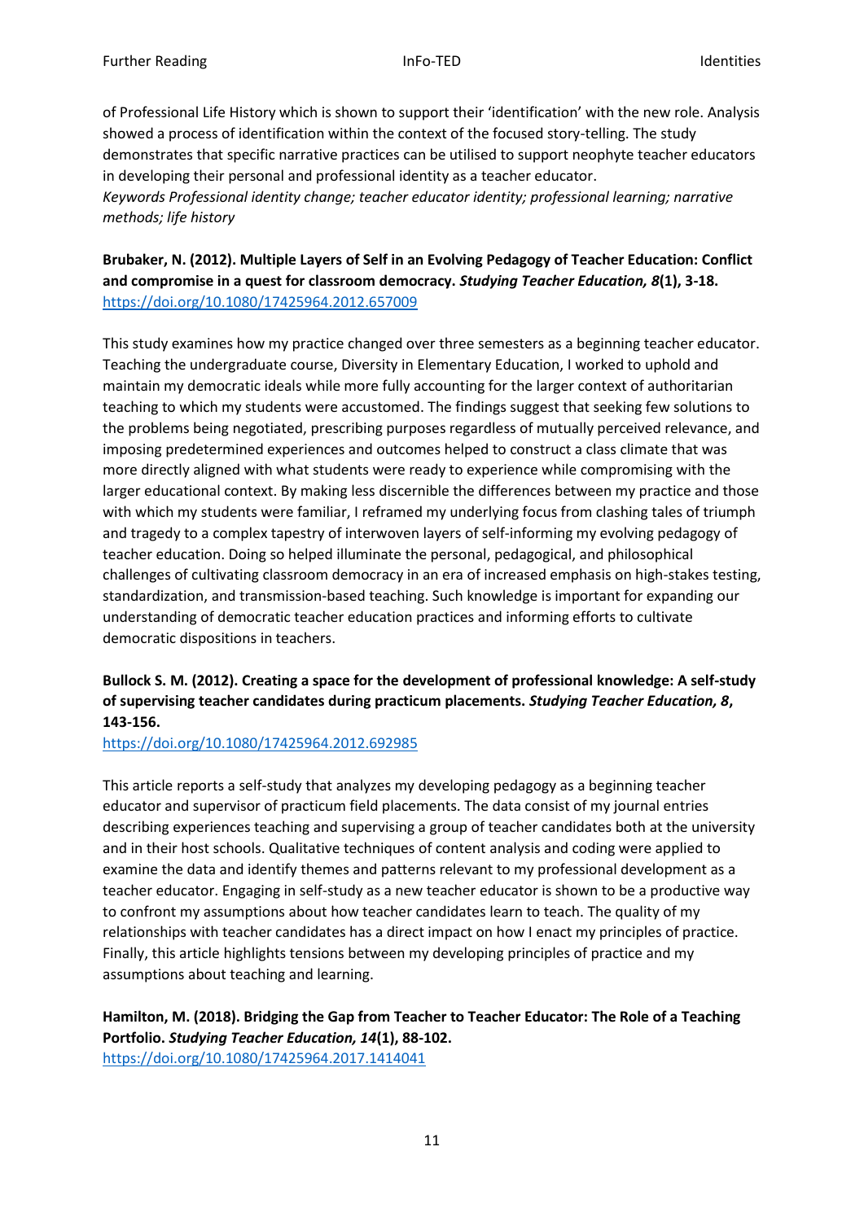of Professional Life History which is shown to support their 'identification' with the new role. Analysis showed a process of identification within the context of the focused story-telling. The study demonstrates that specific narrative practices can be utilised to support neophyte teacher educators in developing their personal and professional identity as a teacher educator.
*Keywords Professional identity change; teacher educator identity; professional learning; narrative methods; life history*

**Brubaker, N. (2012). Multiple Layers of Self in an Evolving Pedagogy of Teacher Education: Conflict and compromise in a quest for classroom democracy. *Studying Teacher Education, 8*(1), 3-18.**
https://doi.org/10.1080/17425964.2012.657009

This study examines how my practice changed over three semesters as a beginning teacher educator. Teaching the undergraduate course, Diversity in Elementary Education, I worked to uphold and maintain my democratic ideals while more fully accounting for the larger context of authoritarian teaching to which my students were accustomed. The findings suggest that seeking few solutions to the problems being negotiated, prescribing purposes regardless of mutually perceived relevance, and imposing predetermined experiences and outcomes helped to construct a class climate that was more directly aligned with what students were ready to experience while compromising with the larger educational context. By making less discernible the differences between my practice and those with which my students were familiar, I reframed my underlying focus from clashing tales of triumph and tragedy to a complex tapestry of interwoven layers of self-informing my evolving pedagogy of teacher education. Doing so helped illuminate the personal, pedagogical, and philosophical challenges of cultivating classroom democracy in an era of increased emphasis on high-stakes testing, standardization, and transmission-based teaching. Such knowledge is important for expanding our understanding of democratic teacher education practices and informing efforts to cultivate democratic dispositions in teachers.

**Bullock S. M. (2012). Creating a space for the development of professional knowledge: A self-study of supervising teacher candidates during practicum placements. *Studying Teacher Education, 8*, 143-156.**
https://doi.org/10.1080/17425964.2012.692985

This article reports a self-study that analyzes my developing pedagogy as a beginning teacher educator and supervisor of practicum field placements. The data consist of my journal entries describing experiences teaching and supervising a group of teacher candidates both at the university and in their host schools. Qualitative techniques of content analysis and coding were applied to examine the data and identify themes and patterns relevant to my professional development as a teacher educator. Engaging in self-study as a new teacher educator is shown to be a productive way to confront my assumptions about how teacher candidates learn to teach. The quality of my relationships with teacher candidates has a direct impact on how I enact my principles of practice. Finally, this article highlights tensions between my developing principles of practice and my assumptions about teaching and learning.

**Hamilton, M. (2018). Bridging the Gap from Teacher to Teacher Educator: The Role of a Teaching Portfolio. *Studying Teacher Education, 14*(1), 88-102.**
https://doi.org/10.1080/17425964.2017.1414041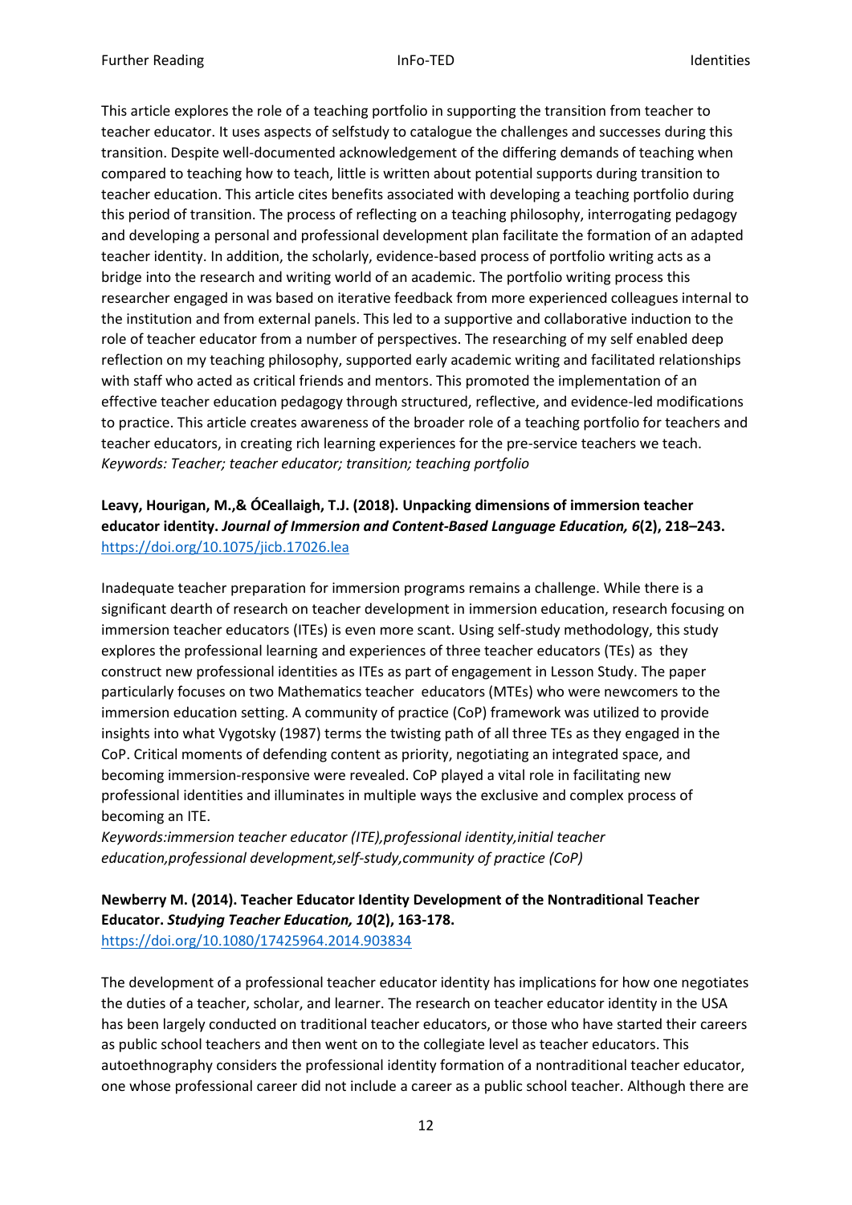This article explores the role of a teaching portfolio in supporting the transition from teacher to teacher educator. It uses aspects of selfstudy to catalogue the challenges and successes during this transition. Despite well-documented acknowledgement of the differing demands of teaching when compared to teaching how to teach, little is written about potential supports during transition to teacher education. This article cites benefits associated with developing a teaching portfolio during this period of transition. The process of reflecting on a teaching philosophy, interrogating pedagogy and developing a personal and professional development plan facilitate the formation of an adapted teacher identity. In addition, the scholarly, evidence-based process of portfolio writing acts as a bridge into the research and writing world of an academic. The portfolio writing process this researcher engaged in was based on iterative feedback from more experienced colleagues internal to the institution and from external panels. This led to a supportive and collaborative induction to the role of teacher educator from a number of perspectives. The researching of my self enabled deep reflection on my teaching philosophy, supported early academic writing and facilitated relationships with staff who acted as critical friends and mentors. This promoted the implementation of an effective teacher education pedagogy through structured, reflective, and evidence-led modifications to practice. This article creates awareness of the broader role of a teaching portfolio for teachers and teacher educators, in creating rich learning experiences for the pre-service teachers we teach.
*Keywords: Teacher; teacher educator; transition; teaching portfolio*

**Leavy, Hourigan, M.,& ÓCeallaigh, T.J. (2018). Unpacking dimensions of immersion teacher educator identity.** ***Journal of Immersion and Content-Based Language Education, 6*****(2), 218–243.**
https://doi.org/10.1075/jicb.17026.lea

Inadequate teacher preparation for immersion programs remains a challenge. While there is a significant dearth of research on teacher development in immersion education, research focusing on immersion teacher educators (ITEs) is even more scant. Using self-study methodology, this study explores the professional learning and experiences of three teacher educators (TEs) as they construct new professional identities as ITEs as part of engagement in Lesson Study. The paper particularly focuses on two Mathematics teacher educators (MTEs) who were newcomers to the immersion education setting. A community of practice (CoP) framework was utilized to provide insights into what Vygotsky (1987) terms the twisting path of all three TEs as they engaged in the CoP. Critical moments of defending content as priority, negotiating an integrated space, and becoming immersion-responsive were revealed. CoP played a vital role in facilitating new professional identities and illuminates in multiple ways the exclusive and complex process of becoming an ITE.
*Keywords:immersion teacher educator (ITE),professional identity,initial teacher education,professional development,self-study,community of practice (CoP)*

**Newberry M. (2014). Teacher Educator Identity Development of the Nontraditional Teacher Educator.** ***Studying Teacher Education, 10*****(2), 163-178.**
https://doi.org/10.1080/17425964.2014.903834

The development of a professional teacher educator identity has implications for how one negotiates the duties of a teacher, scholar, and learner. The research on teacher educator identity in the USA has been largely conducted on traditional teacher educators, or those who have started their careers as public school teachers and then went on to the collegiate level as teacher educators. This autoethnography considers the professional identity formation of a nontraditional teacher educator, one whose professional career did not include a career as a public school teacher. Although there are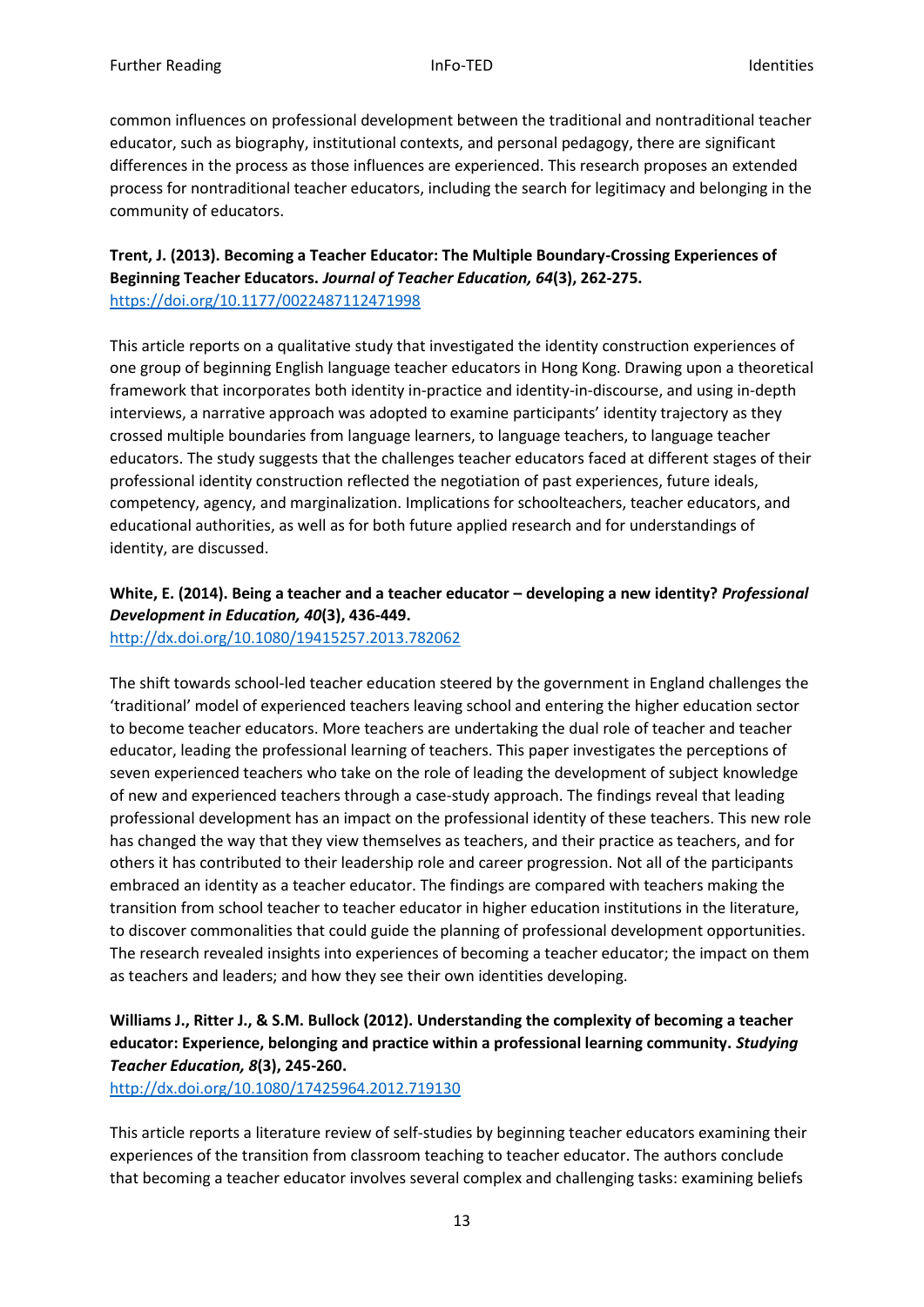common influences on professional development between the traditional and nontraditional teacher educator, such as biography, institutional contexts, and personal pedagogy, there are significant differences in the process as those influences are experienced. This research proposes an extended process for nontraditional teacher educators, including the search for legitimacy and belonging in the community of educators.

**Trent, J. (2013). Becoming a Teacher Educator: The Multiple Boundary-Crossing Experiences of Beginning Teacher Educators. *Journal of Teacher Education, 64*(3), 262-275.**
https://doi.org/10.1177/0022487112471998

This article reports on a qualitative study that investigated the identity construction experiences of one group of beginning English language teacher educators in Hong Kong. Drawing upon a theoretical framework that incorporates both identity in-practice and identity-in-discourse, and using in-depth interviews, a narrative approach was adopted to examine participants' identity trajectory as they crossed multiple boundaries from language learners, to language teachers, to language teacher educators. The study suggests that the challenges teacher educators faced at different stages of their professional identity construction reflected the negotiation of past experiences, future ideals, competency, agency, and marginalization. Implications for schoolteachers, teacher educators, and educational authorities, as well as for both future applied research and for understandings of identity, are discussed.

**White, E. (2014). Being a teacher and a teacher educator – developing a new identity? *Professional Development in Education, 40*(3), 436-449.**
http://dx.doi.org/10.1080/19415257.2013.782062

The shift towards school-led teacher education steered by the government in England challenges the 'traditional' model of experienced teachers leaving school and entering the higher education sector to become teacher educators. More teachers are undertaking the dual role of teacher and teacher educator, leading the professional learning of teachers. This paper investigates the perceptions of seven experienced teachers who take on the role of leading the development of subject knowledge of new and experienced teachers through a case-study approach. The findings reveal that leading professional development has an impact on the professional identity of these teachers. This new role has changed the way that they view themselves as teachers, and their practice as teachers, and for others it has contributed to their leadership role and career progression. Not all of the participants embraced an identity as a teacher educator. The findings are compared with teachers making the transition from school teacher to teacher educator in higher education institutions in the literature, to discover commonalities that could guide the planning of professional development opportunities. The research revealed insights into experiences of becoming a teacher educator; the impact on them as teachers and leaders; and how they see their own identities developing.

**Williams J., Ritter J., & S.M. Bullock (2012). Understanding the complexity of becoming a teacher educator: Experience, belonging and practice within a professional learning community. *Studying Teacher Education, 8*(3), 245-260.**
http://dx.doi.org/10.1080/17425964.2012.719130

This article reports a literature review of self-studies by beginning teacher educators examining their experiences of the transition from classroom teaching to teacher educator. The authors conclude that becoming a teacher educator involves several complex and challenging tasks: examining beliefs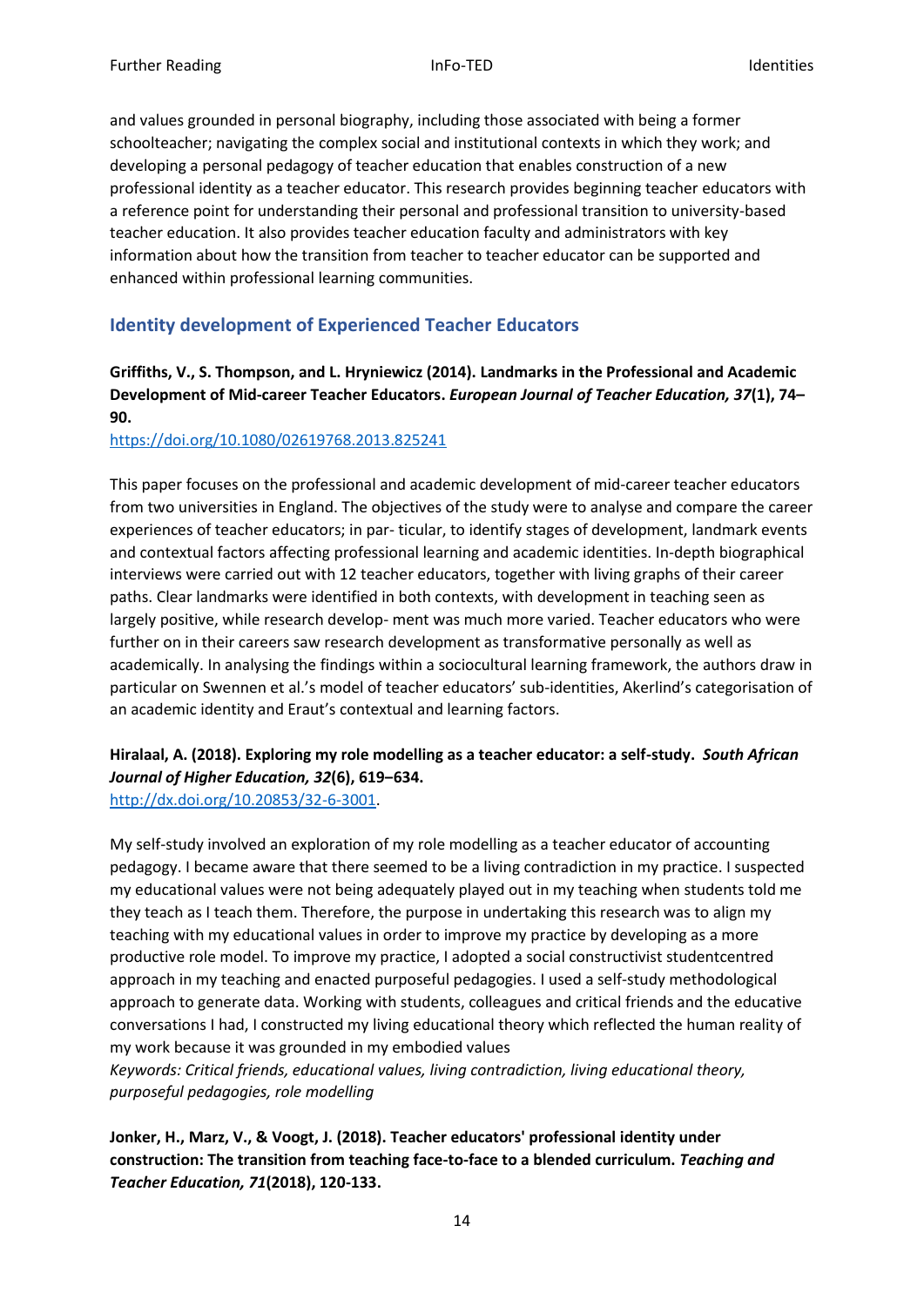and values grounded in personal biography, including those associated with being a former schoolteacher; navigating the complex social and institutional contexts in which they work; and developing a personal pedagogy of teacher education that enables construction of a new professional identity as a teacher educator. This research provides beginning teacher educators with a reference point for understanding their personal and professional transition to university-based teacher education. It also provides teacher education faculty and administrators with key information about how the transition from teacher to teacher educator can be supported and enhanced within professional learning communities.

## Identity development of Experienced Teacher Educators

**Griffiths, V., S. Thompson, and L. Hryniewicz (2014). Landmarks in the Professional and Academic Development of Mid-career Teacher Educators. *European Journal of Teacher Education, 37*(1), 74–90.**
https://doi.org/10.1080/02619768.2013.825241

This paper focuses on the professional and academic development of mid-career teacher educators from two universities in England. The objectives of the study were to analyse and compare the career experiences of teacher educators; in par- ticular, to identify stages of development, landmark events and contextual factors affecting professional learning and academic identities. In-depth biographical interviews were carried out with 12 teacher educators, together with living graphs of their career paths. Clear landmarks were identified in both contexts, with development in teaching seen as largely positive, while research develop- ment was much more varied. Teacher educators who were further on in their careers saw research development as transformative personally as well as academically. In analysing the findings within a sociocultural learning framework, the authors draw in particular on Swennen et al.'s model of teacher educators' sub-identities, Akerlind's categorisation of an academic identity and Eraut's contextual and learning factors.

**Hiralaal, A. (2018). Exploring my role modelling as a teacher educator: a self-study. *South African Journal of Higher Education, 32*(6), 619–634.**
http://dx.doi.org/10.20853/32-6-3001.

My self-study involved an exploration of my role modelling as a teacher educator of accounting pedagogy. I became aware that there seemed to be a living contradiction in my practice. I suspected my educational values were not being adequately played out in my teaching when students told me they teach as I teach them. Therefore, the purpose in undertaking this research was to align my teaching with my educational values in order to improve my practice by developing as a more productive role model. To improve my practice, I adopted a social constructivist studentcentred approach in my teaching and enacted purposeful pedagogies. I used a self-study methodological approach to generate data. Working with students, colleagues and critical friends and the educative conversations I had, I constructed my living educational theory which reflected the human reality of my work because it was grounded in my embodied values
*Keywords: Critical friends, educational values, living contradiction, living educational theory, purposeful pedagogies, role modelling*

**Jonker, H., Marz, V., & Voogt, J. (2018). Teacher educators' professional identity under construction: The transition from teaching face-to-face to a blended curriculum. *Teaching and Teacher Education, 71*(2018), 120-133.**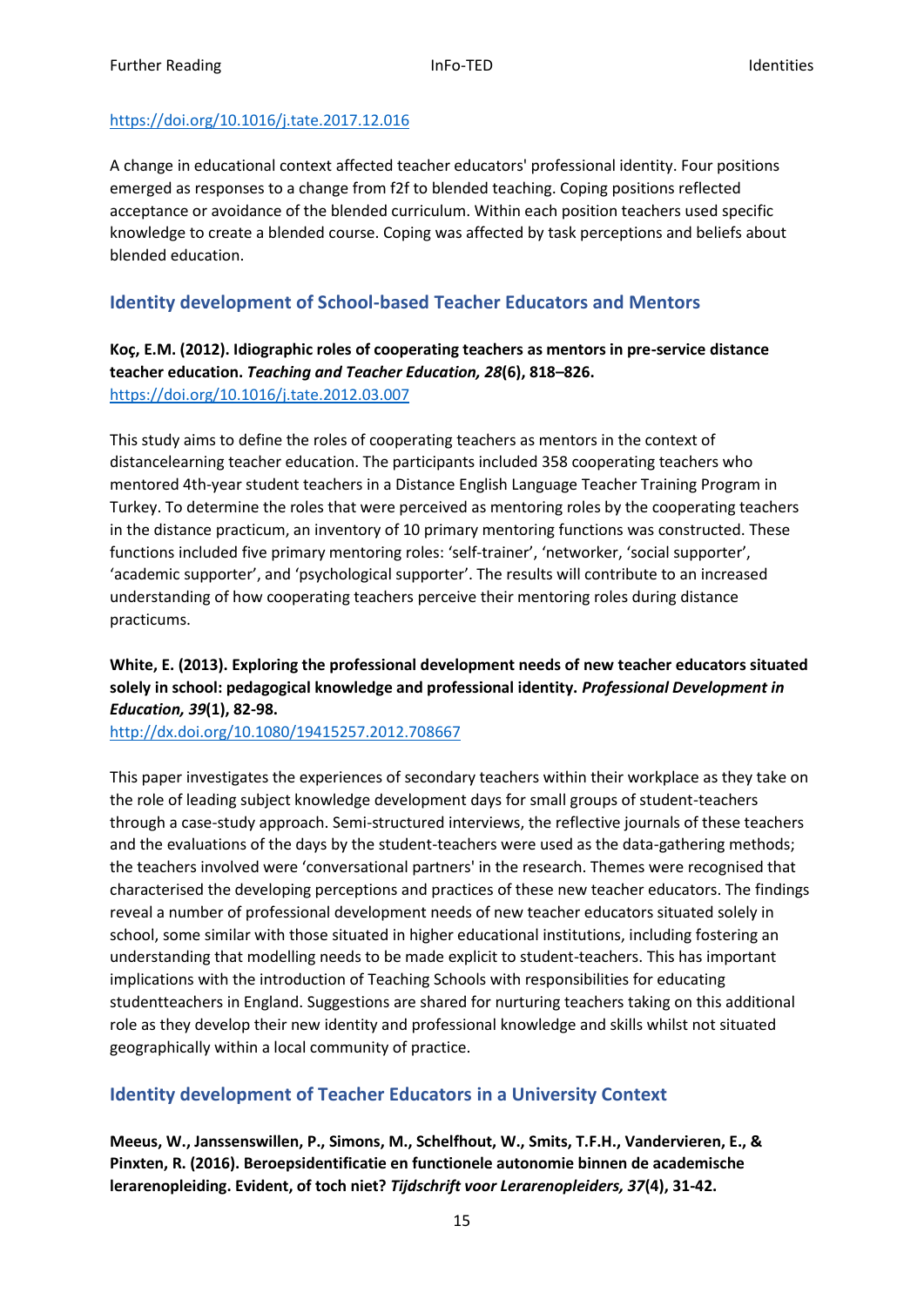https://doi.org/10.1016/j.tate.2017.12.016

A change in educational context affected teacher educators' professional identity. Four positions emerged as responses to a change from f2f to blended teaching. Coping positions reflected acceptance or avoidance of the blended curriculum. Within each position teachers used specific knowledge to create a blended course. Coping was affected by task perceptions and beliefs about blended education.

## Identity development of School-based Teacher Educators and Mentors

**Koç, E.M. (2012). Idiographic roles of cooperating teachers as mentors in pre-service distance teacher education. *Teaching and Teacher Education, 28*(6), 818–826.**
https://doi.org/10.1016/j.tate.2012.03.007

This study aims to define the roles of cooperating teachers as mentors in the context of distancelearning teacher education. The participants included 358 cooperating teachers who mentored 4th-year student teachers in a Distance English Language Teacher Training Program in Turkey. To determine the roles that were perceived as mentoring roles by the cooperating teachers in the distance practicum, an inventory of 10 primary mentoring functions was constructed. These functions included five primary mentoring roles: 'self-trainer', 'networker, 'social supporter', 'academic supporter', and 'psychological supporter'. The results will contribute to an increased understanding of how cooperating teachers perceive their mentoring roles during distance practicums.

**White, E. (2013). Exploring the professional development needs of new teacher educators situated solely in school: pedagogical knowledge and professional identity. *Professional Development in Education, 39*(1), 82-98.**
http://dx.doi.org/10.1080/19415257.2012.708667

This paper investigates the experiences of secondary teachers within their workplace as they take on the role of leading subject knowledge development days for small groups of student-teachers through a case-study approach. Semi-structured interviews, the reflective journals of these teachers and the evaluations of the days by the student-teachers were used as the data-gathering methods; the teachers involved were 'conversational partners' in the research. Themes were recognised that characterised the developing perceptions and practices of these new teacher educators. The findings reveal a number of professional development needs of new teacher educators situated solely in school, some similar with those situated in higher educational institutions, including fostering an understanding that modelling needs to be made explicit to student-teachers. This has important implications with the introduction of Teaching Schools with responsibilities for educating studentteachers in England. Suggestions are shared for nurturing teachers taking on this additional role as they develop their new identity and professional knowledge and skills whilst not situated geographically within a local community of practice.

## Identity development of Teacher Educators in a University Context

**Meeus, W., Janssenswillen, P., Simons, M., Schelfhout, W., Smits, T.F.H., Vandervieren, E., & Pinxten, R. (2016). Beroepsidentificatie en functionele autonomie binnen de academische lerarenopleiding. Evident, of toch niet? *Tijdschrift voor Lerarenopleiders, 37*(4), 31-42.**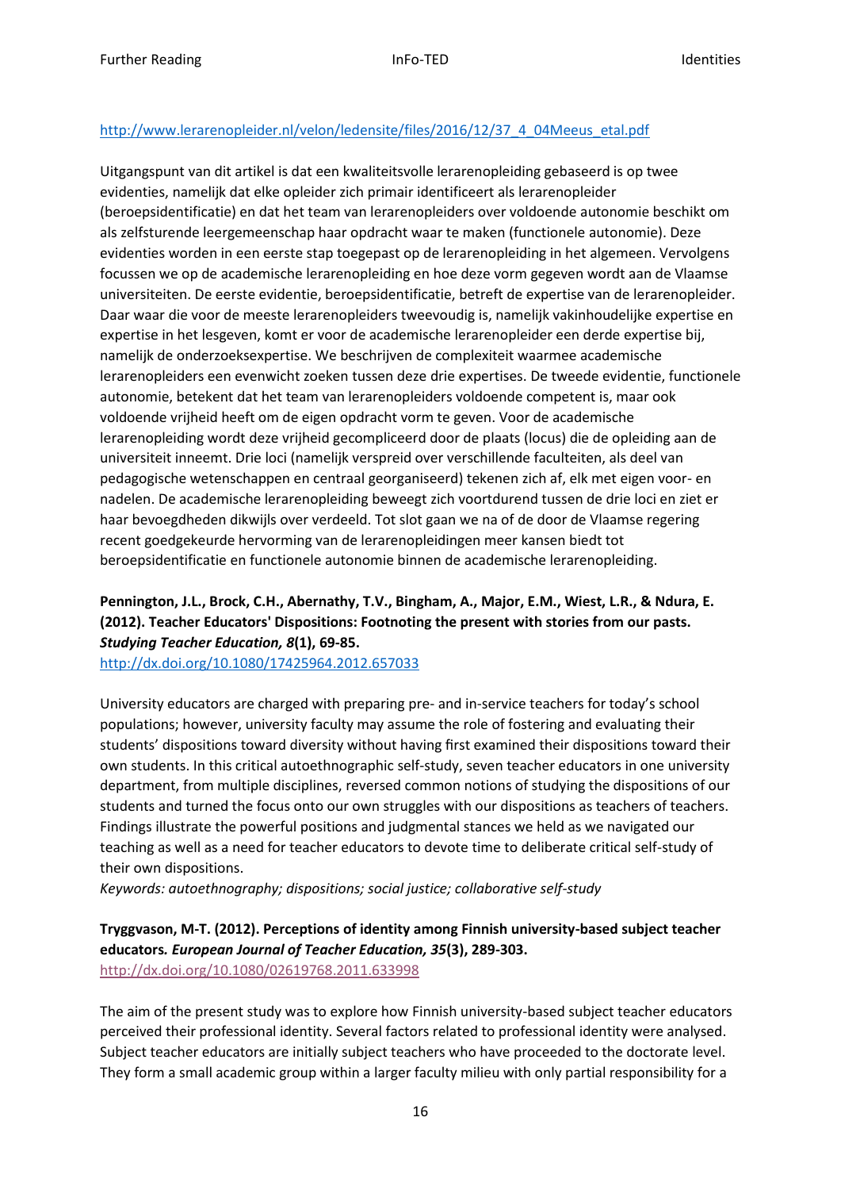http://www.lerarenopleider.nl/velon/ledensite/files/2016/12/37_4_04Meeus_etal.pdf

Uitgangspunt van dit artikel is dat een kwaliteitsvolle lerarenopleiding gebaseerd is op twee evidenties, namelijk dat elke opleider zich primair identificeert als lerarenopleider (beroepsidentificatie) en dat het team van lerarenopleiders over voldoende autonomie beschikt om als zelfsturende leergemeenschap haar opdracht waar te maken (functionele autonomie). Deze evidenties worden in een eerste stap toegepast op de lerarenopleiding in het algemeen. Vervolgens focussen we op de academische lerarenopleiding en hoe deze vorm gegeven wordt aan de Vlaamse universiteiten. De eerste evidentie, beroepsidentificatie, betreft de expertise van de lerarenopleider. Daar waar die voor de meeste lerarenopleiders tweevoudig is, namelijk vakinhoudelijke expertise en expertise in het lesgeven, komt er voor de academische lerarenopleider een derde expertise bij, namelijk de onderzoeksexpertise. We beschrijven de complexiteit waarmee academische lerarenopleiders een evenwicht zoeken tussen deze drie expertises. De tweede evidentie, functionele autonomie, betekent dat het team van lerarenopleiders voldoende competent is, maar ook voldoende vrijheid heeft om de eigen opdracht vorm te geven. Voor de academische lerarenopleiding wordt deze vrijheid gecompliceerd door de plaats (locus) die de opleiding aan de universiteit inneemt. Drie loci (namelijk verspreid over verschillende faculteiten, als deel van pedagogische wetenschappen en centraal georganiseerd) tekenen zich af, elk met eigen voor- en nadelen. De academische lerarenopleiding beweegt zich voortdurend tussen de drie loci en ziet er haar bevoegdheden dikwijls over verdeeld. Tot slot gaan we na of de door de Vlaamse regering recent goedgekeurde hervorming van de lerarenopleidingen meer kansen biedt tot beroepsidentificatie en functionele autonomie binnen de academische lerarenopleiding.

**Pennington, J.L., Brock, C.H., Abernathy, T.V., Bingham, A., Major, E.M., Wiest, L.R., & Ndura, E. (2012). Teacher Educators' Dispositions: Footnoting the present with stories from our pasts. *Studying Teacher Education, 8*(1), 69-85.**
http://dx.doi.org/10.1080/17425964.2012.657033

University educators are charged with preparing pre- and in-service teachers for today's school populations; however, university faculty may assume the role of fostering and evaluating their students' dispositions toward diversity without having first examined their dispositions toward their own students. In this critical autoethnographic self-study, seven teacher educators in one university department, from multiple disciplines, reversed common notions of studying the dispositions of our students and turned the focus onto our own struggles with our dispositions as teachers of teachers. Findings illustrate the powerful positions and judgmental stances we held as we navigated our teaching as well as a need for teacher educators to devote time to deliberate critical self-study of their own dispositions.
*Keywords: autoethnography; dispositions; social justice; collaborative self-study*

**Tryggvason, M-T. (2012). Perceptions of identity among Finnish university-based subject teacher educators. *European Journal of Teacher Education, 35*(3), 289-303.**
http://dx.doi.org/10.1080/02619768.2011.633998

The aim of the present study was to explore how Finnish university-based subject teacher educators perceived their professional identity. Several factors related to professional identity were analysed. Subject teacher educators are initially subject teachers who have proceeded to the doctorate level. They form a small academic group within a larger faculty milieu with only partial responsibility for a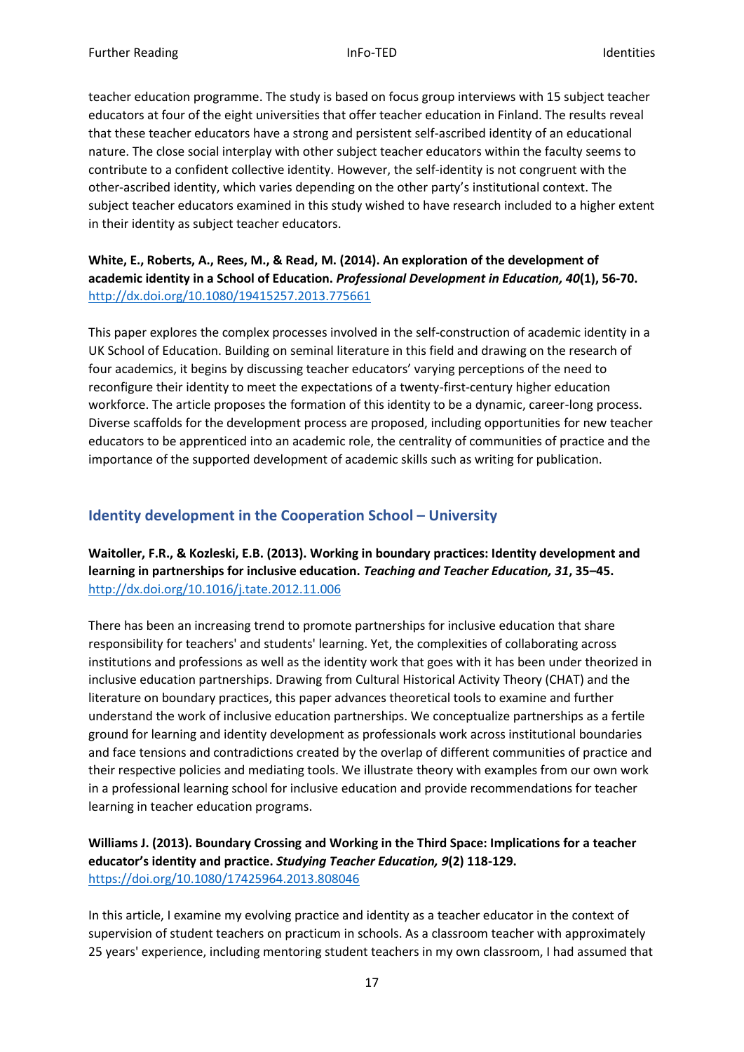teacher education programme. The study is based on focus group interviews with 15 subject teacher educators at four of the eight universities that offer teacher education in Finland. The results reveal that these teacher educators have a strong and persistent self-ascribed identity of an educational nature. The close social interplay with other subject teacher educators within the faculty seems to contribute to a confident collective identity. However, the self-identity is not congruent with the other-ascribed identity, which varies depending on the other party's institutional context. The subject teacher educators examined in this study wished to have research included to a higher extent in their identity as subject teacher educators.

**White, E., Roberts, A., Rees, M., & Read, M. (2014). An exploration of the development of academic identity in a School of Education. *Professional Development in Education, 40*(1), 56-70.**
http://dx.doi.org/10.1080/19415257.2013.775661

This paper explores the complex processes involved in the self-construction of academic identity in a UK School of Education. Building on seminal literature in this field and drawing on the research of four academics, it begins by discussing teacher educators' varying perceptions of the need to reconfigure their identity to meet the expectations of a twenty-first-century higher education workforce. The article proposes the formation of this identity to be a dynamic, career-long process. Diverse scaffolds for the development process are proposed, including opportunities for new teacher educators to be apprenticed into an academic role, the centrality of communities of practice and the importance of the supported development of academic skills such as writing for publication.

## Identity development in the Cooperation School – University

**Waitoller, F.R., & Kozleski, E.B. (2013). Working in boundary practices: Identity development and learning in partnerships for inclusive education. *Teaching and Teacher Education, 31*, 35–45.**
http://dx.doi.org/10.1016/j.tate.2012.11.006

There has been an increasing trend to promote partnerships for inclusive education that share responsibility for teachers' and students' learning. Yet, the complexities of collaborating across institutions and professions as well as the identity work that goes with it has been under theorized in inclusive education partnerships. Drawing from Cultural Historical Activity Theory (CHAT) and the literature on boundary practices, this paper advances theoretical tools to examine and further understand the work of inclusive education partnerships. We conceptualize partnerships as a fertile ground for learning and identity development as professionals work across institutional boundaries and face tensions and contradictions created by the overlap of different communities of practice and their respective policies and mediating tools. We illustrate theory with examples from our own work in a professional learning school for inclusive education and provide recommendations for teacher learning in teacher education programs.

**Williams J. (2013). Boundary Crossing and Working in the Third Space: Implications for a teacher educator's identity and practice. *Studying Teacher Education, 9*(2) 118-129.**
https://doi.org/10.1080/17425964.2013.808046

In this article, I examine my evolving practice and identity as a teacher educator in the context of supervision of student teachers on practicum in schools. As a classroom teacher with approximately 25 years' experience, including mentoring student teachers in my own classroom, I had assumed that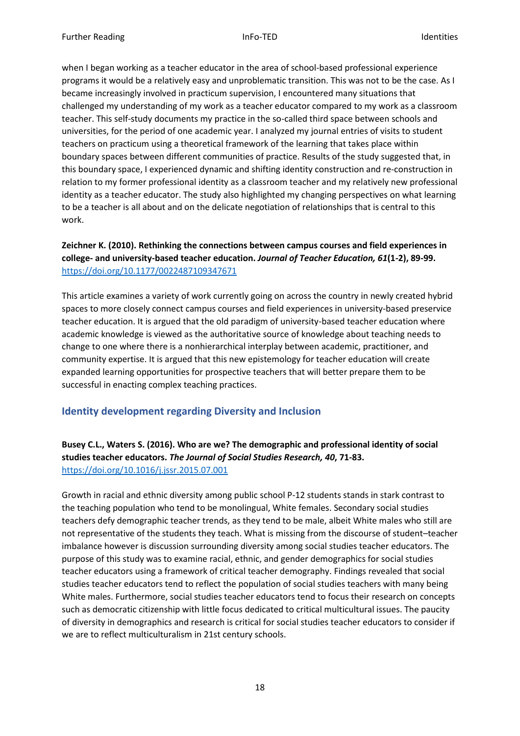when I began working as a teacher educator in the area of school-based professional experience programs it would be a relatively easy and unproblematic transition. This was not to be the case. As I became increasingly involved in practicum supervision, I encountered many situations that challenged my understanding of my work as a teacher educator compared to my work as a classroom teacher. This self-study documents my practice in the so-called third space between schools and universities, for the period of one academic year. I analyzed my journal entries of visits to student teachers on practicum using a theoretical framework of the learning that takes place within boundary spaces between different communities of practice. Results of the study suggested that, in this boundary space, I experienced dynamic and shifting identity construction and re-construction in relation to my former professional identity as a classroom teacher and my relatively new professional identity as a teacher educator. The study also highlighted my changing perspectives on what learning to be a teacher is all about and on the delicate negotiation of relationships that is central to this work.

**Zeichner K. (2010). Rethinking the connections between campus courses and field experiences in college- and university-based teacher education. *Journal of Teacher Education, 61*(1-2), 89-99.**
https://doi.org/10.1177/0022487109347671

This article examines a variety of work currently going on across the country in newly created hybrid spaces to more closely connect campus courses and field experiences in university-based preservice teacher education. It is argued that the old paradigm of university-based teacher education where academic knowledge is viewed as the authoritative source of knowledge about teaching needs to change to one where there is a nonhierarchical interplay between academic, practitioner, and community expertise. It is argued that this new epistemology for teacher education will create expanded learning opportunities for prospective teachers that will better prepare them to be successful in enacting complex teaching practices.

## Identity development regarding Diversity and Inclusion

**Busey C.L., Waters S. (2016). Who are we? The demographic and professional identity of social studies teacher educators. *The Journal of Social Studies Research, 40*, 71-83.**
https://doi.org/10.1016/j.jssr.2015.07.001

Growth in racial and ethnic diversity among public school P-12 students stands in stark contrast to the teaching population who tend to be monolingual, White females. Secondary social studies teachers defy demographic teacher trends, as they tend to be male, albeit White males who still are not representative of the students they teach. What is missing from the discourse of student–teacher imbalance however is discussion surrounding diversity among social studies teacher educators. The purpose of this study was to examine racial, ethnic, and gender demographics for social studies teacher educators using a framework of critical teacher demography. Findings revealed that social studies teacher educators tend to reflect the population of social studies teachers with many being White males. Furthermore, social studies teacher educators tend to focus their research on concepts such as democratic citizenship with little focus dedicated to critical multicultural issues. The paucity of diversity in demographics and research is critical for social studies teacher educators to consider if we are to reflect multiculturalism in 21st century schools.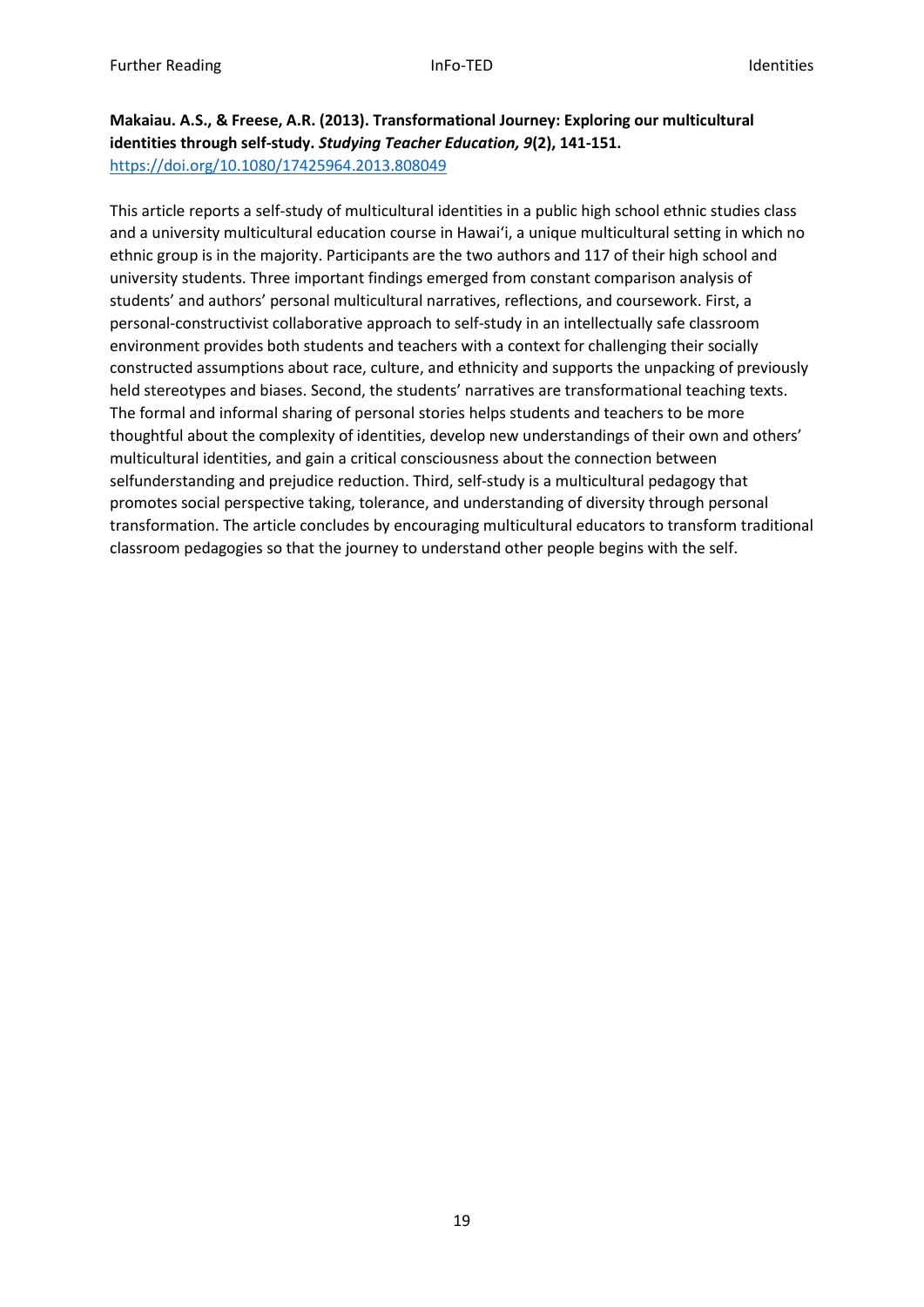**Makaiau. A.S., & Freese, A.R. (2013). Transformational Journey: Exploring our multicultural identities through self-study. *Studying Teacher Education, 9*(2), 141-151.**
https://doi.org/10.1080/17425964.2013.808049

This article reports a self-study of multicultural identities in a public high school ethnic studies class and a university multicultural education course in Hawai'i, a unique multicultural setting in which no ethnic group is in the majority. Participants are the two authors and 117 of their high school and university students. Three important findings emerged from constant comparison analysis of students' and authors' personal multicultural narratives, reflections, and coursework. First, a personal-constructivist collaborative approach to self-study in an intellectually safe classroom environment provides both students and teachers with a context for challenging their socially constructed assumptions about race, culture, and ethnicity and supports the unpacking of previously held stereotypes and biases. Second, the students' narratives are transformational teaching texts. The formal and informal sharing of personal stories helps students and teachers to be more thoughtful about the complexity of identities, develop new understandings of their own and others' multicultural identities, and gain a critical consciousness about the connection between selfunderstanding and prejudice reduction. Third, self-study is a multicultural pedagogy that promotes social perspective taking, tolerance, and understanding of diversity through personal transformation. The article concludes by encouraging multicultural educators to transform traditional classroom pedagogies so that the journey to understand other people begins with the self.